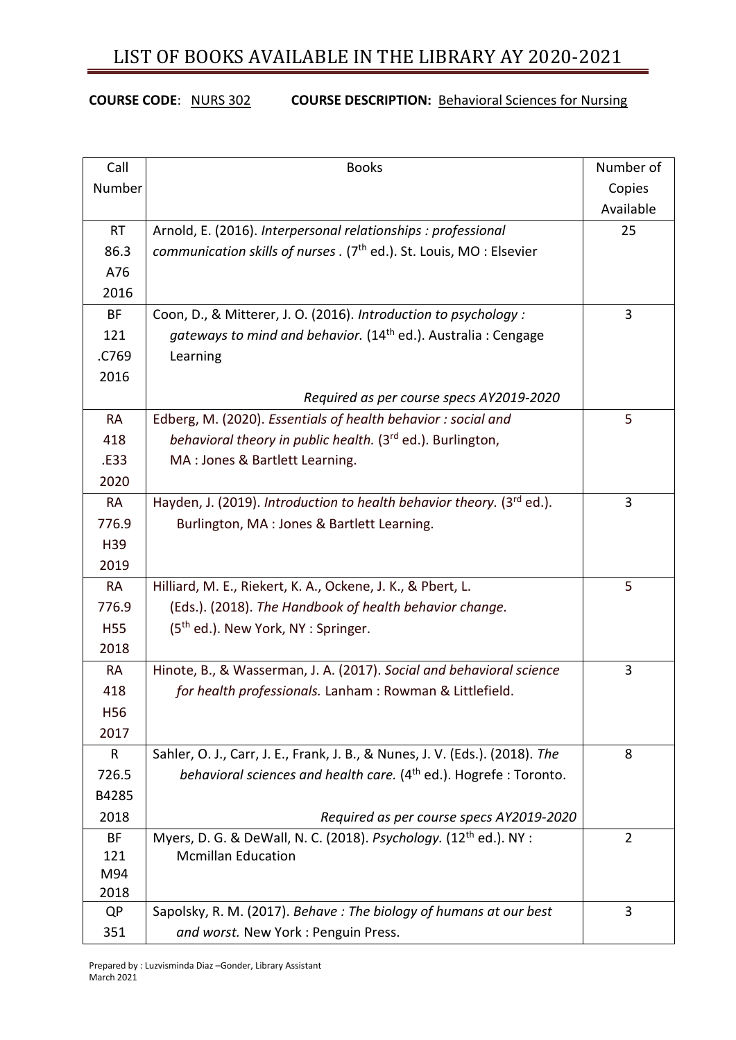# LIST OF BOOKS AVAILABLE IN THE LIBRARY AY 2020-2021

**COURSE CODE**: NURS 302 **COURSE DESCRIPTION:** Behavioral Sciences for Nursing

| Call Number | Books | Number of Copies Available |
|---|---|---|
| RT 86.3 A76 2016 | Arnold, E. (2016). *Interpersonal relationships : professional communication skills of nurses* . (7th ed.). St. Louis, MO : Elsevier | 25 |
| BF 121 .C769 2016 | Coon, D., & Mitterer, J. O. (2016). *Introduction to psychology : gateways to mind and behavior.* (14th ed.). Australia : Cengage Learning<br>*Required as per course specs AY2019-2020* | 3 |
| RA 418 .E33 2020 | Edberg, M. (2020). *Essentials of health behavior : social and behavioral theory in public health.* (3rd ed.). Burlington, MA : Jones & Bartlett Learning. | 5 |
| RA 776.9 H39 2019 | Hayden, J. (2019). *Introduction to health behavior theory.* (3rd ed.). Burlington, MA : Jones & Bartlett Learning. | 3 |
| RA 776.9 H55 2018 | Hilliard, M. E., Riekert, K. A., Ockene, J. K., & Pbert, L. (Eds.). (2018). *The Handbook of health behavior change.* (5th ed.). New York, NY : Springer. | 5 |
| RA 418 H56 2017 | Hinote, B., & Wasserman, J. A. (2017). *Social and behavioral science for health professionals.* Lanham : Rowman & Littlefield. | 3 |
| R 726.5 B4285 2018 | Sahler, O. J., Carr, J. E., Frank, J. B., & Nunes, J. V. (Eds.). (2018). *The behavioral sciences and health care.* (4th ed.). Hogrefe : Toronto.<br>*Required as per course specs AY2019-2020* | 8 |
| BF 121 M94 2018 | Myers, D. G. & DeWall, N. C. (2018). *Psychology.* (12th ed.). NY : Mcmillan Education | 2 |
| QP 351 | Sapolsky, R. M. (2017). *Behave : The biology of humans at our best and worst.* New York : Penguin Press. | 3 |

Prepared by : Luzvisminda Diaz –Gonder, Library Assistant
March 2021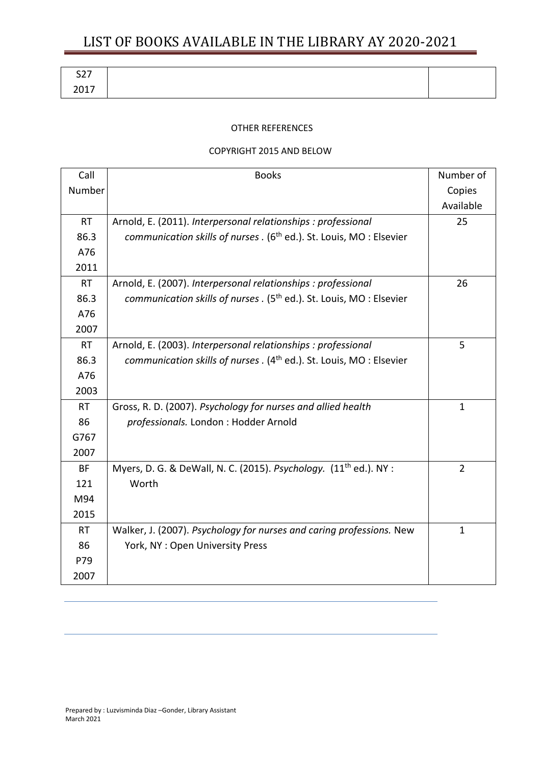| | | |
|---|---|---|
| S27 2017 | | |

OTHER REFERENCES

COPYRIGHT 2015 AND BELOW

| Call Number | Books | Number of Copies Available |
|---|---|---|
| RT 86.3 A76 2011 | Arnold, E. (2011). *Interpersonal relationships : professional communication skills of nurses* . (6th ed.). St. Louis, MO : Elsevier | 25 |
| RT 86.3 A76 2007 | Arnold, E. (2007). *Interpersonal relationships : professional communication skills of nurses* . (5th ed.). St. Louis, MO : Elsevier | 26 |
| RT 86.3 A76 2003 | Arnold, E. (2003). *Interpersonal relationships : professional communication skills of nurses* . (4th ed.). St. Louis, MO : Elsevier | 5 |
| RT 86 G767 2007 | Gross, R. D. (2007). *Psychology for nurses and allied health professionals.* London : Hodder Arnold | 1 |
| BF 121 M94 2015 | Myers, D. G. & DeWall, N. C. (2015). *Psychology.* (11th ed.). NY : Worth | 2 |
| RT 86 P79 2007 | Walker, J. (2007). *Psychology for nurses and caring professions.* New York, NY : Open University Press | 1 |

Prepared by : Luzvisminda Diaz –Gonder, Library Assistant
March 2021